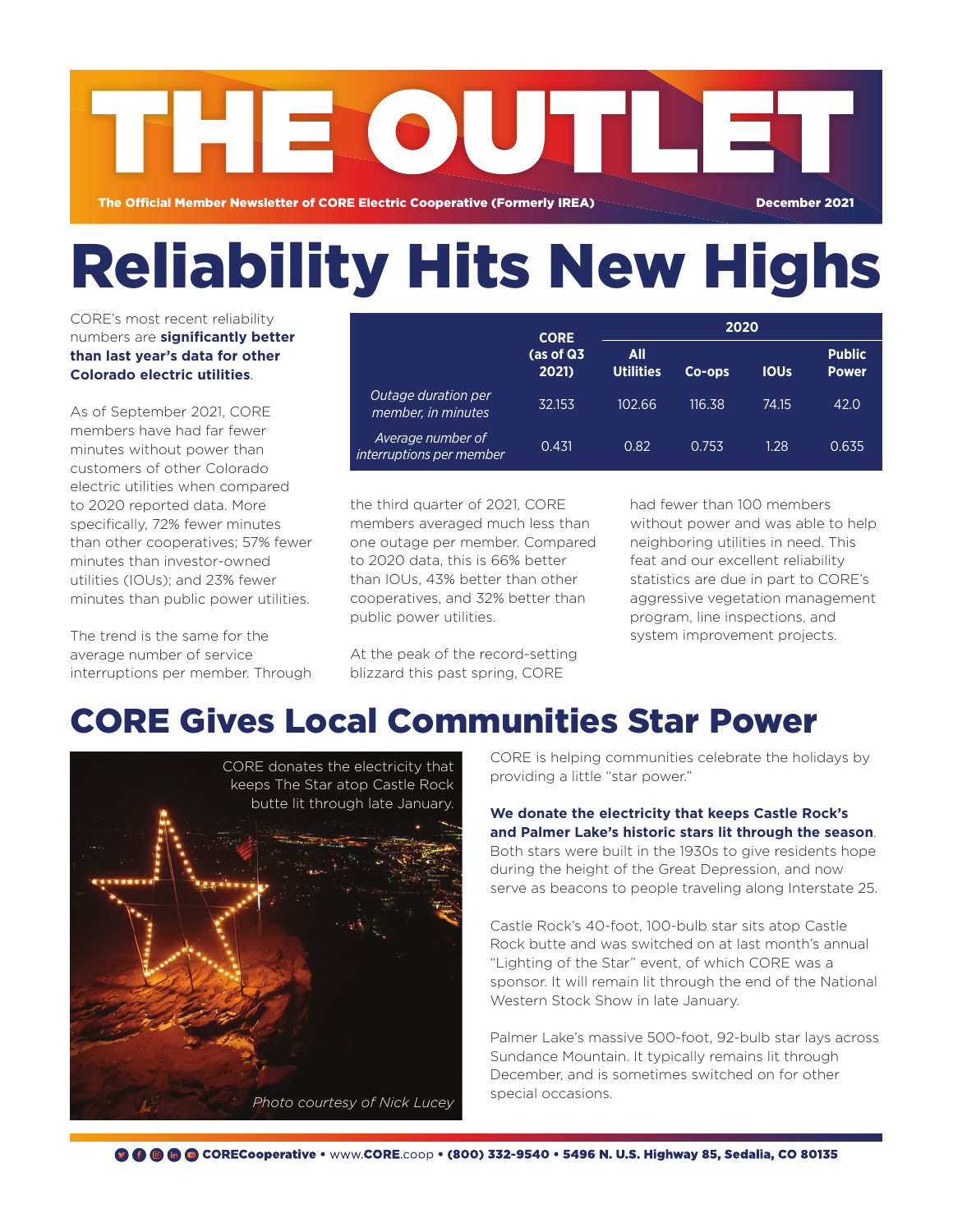# THE OUTLET

The Official Member Newsletter of CORE Electric Cooperative (Formerly IREA) — December 2021

# Reliability Hits New Highs

CORE's most recent reliability numbers are **significantly better than last year's data for other Colorado electric utilities**.

|  | CORE (as of Q3 2021) | 2020 | | | |
|---|---|---|---|---|---|
|  |  | All Utilities | Co-ops | IOUs | Public Power |
| *Outage duration per member, in minutes* | 32.153 | 102.66 | 116.38 | 74.15 | 42.0 |
| *Average number of interruptions per member* | 0.431 | 0.82 | 0.753 | 1.28 | 0.635 |

As of September 2021, CORE members have had far fewer minutes without power than customers of other Colorado electric utilities when compared to 2020 reported data. More specifically, 72% fewer minutes than other cooperatives; 57% fewer minutes than investor-owned utilities (IOUs); and 23% fewer minutes than public power utilities.

The trend is the same for the average number of service interruptions per member. Through the third quarter of 2021, CORE members averaged much less than one outage per member. Compared to 2020 data, this is 66% better than IOUs, 43% better than other cooperatives, and 32% better than public power utilities.

At the peak of the record-setting blizzard this past spring, CORE had fewer than 100 members without power and was able to help neighboring utilities in need. This feat and our excellent reliability statistics are due in part to CORE's aggressive vegetation management program, line inspections, and system improvement projects.

## CORE Gives Local Communities Star Power

CORE donates the electricity that keeps The Star atop Castle Rock butte lit through late January.

*Photo courtesy of Nick Lucey*

CORE is helping communities celebrate the holidays by providing a little "star power."

**We donate the electricity that keeps Castle Rock's and Palmer Lake's historic stars lit through the season**. Both stars were built in the 1930s to give residents hope during the height of the Great Depression, and now serve as beacons to people traveling along Interstate 25.

Castle Rock's 40-foot, 100-bulb star sits atop Castle Rock butte and was switched on at last month's annual "Lighting of the Star" event, of which CORE was a sponsor. It will remain lit through the end of the National Western Stock Show in late January.

Palmer Lake's massive 500-foot, 92-bulb star lays across Sundance Mountain. It typically remains lit through December, and is sometimes switched on for other special occasions.

CORECooperative • www.CORE.coop • (800) 332-9540 • 5496 N. U.S. Highway 85, Sedalia, CO 80135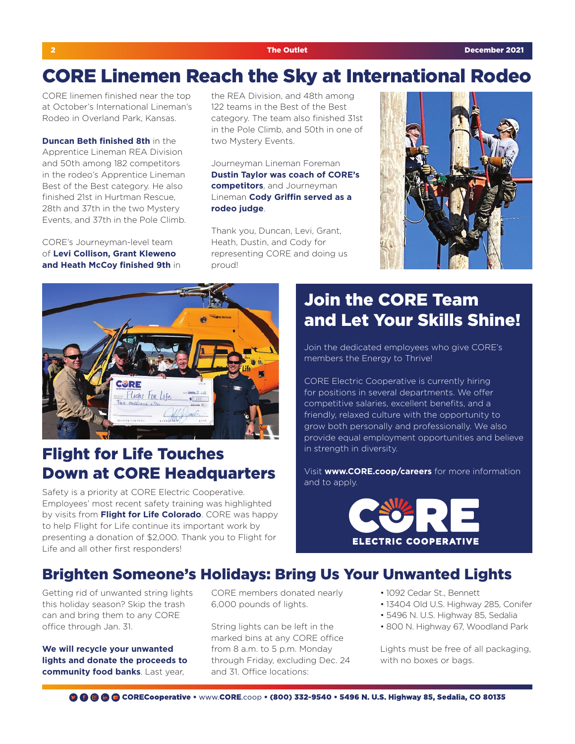# CORE Linemen Reach the Sky at International Rodeo

CORE linemen finished near the top at October's International Lineman's Rodeo in Overland Park, Kansas.

**Duncan Beth finished 8th** in the Apprentice Lineman REA Division and 50th among 182 competitors in the rodeo's Apprentice Lineman Best of the Best category. He also finished 21st in Hurtman Rescue, 28th and 37th in the two Mystery Events, and 37th in the Pole Climb.

CORE's Journeyman-level team of **Levi Collison, Grant Kleweno and Heath McCoy finished 9th** in the REA Division, and 48th among 122 teams in the Best of the Best category. The team also finished 31st in the Pole Climb, and 50th in one of two Mystery Events.

Journeyman Lineman Foreman **Dustin Taylor was coach of CORE's competitors**, and Journeyman Lineman **Cody Griffin served as a rodeo judge**.

Thank you, Duncan, Levi, Grant, Heath, Dustin, and Cody for representing CORE and doing us proud!

## Flight for Life Touches Down at CORE Headquarters

Safety is a priority at CORE Electric Cooperative. Employees' most recent safety training was highlighted by visits from **Flight for Life Colorado**. CORE was happy to help Flight for Life continue its important work by presenting a donation of $2,000. Thank you to Flight for Life and all other first responders!

## Join the CORE Team and Let Your Skills Shine!

Join the dedicated employees who give CORE's members the Energy to Thrive!

CORE Electric Cooperative is currently hiring for positions in several departments. We offer competitive salaries, excellent benefits, and a friendly, relaxed culture with the opportunity to grow both personally and professionally. We also provide equal employment opportunities and believe in strength in diversity.

Visit **www.CORE.coop/careers** for more information and to apply.

CORE ELECTRIC COOPERATIVE

## Brighten Someone's Holidays: Bring Us Your Unwanted Lights

Getting rid of unwanted string lights this holiday season? Skip the trash can and bring them to any CORE office through Jan. 31.

**We will recycle your unwanted lights and donate the proceeds to community food banks**. Last year, CORE members donated nearly 6,000 pounds of lights.

String lights can be left in the marked bins at any CORE office from 8 a.m. to 5 p.m. Monday through Friday, excluding Dec. 24 and 31. Office locations:

- 1092 Cedar St., Bennett
- 13404 Old U.S. Highway 285, Conifer
- 5496 N. U.S. Highway 85, Sedalia
- 800 N. Highway 67, Woodland Park

Lights must be free of all packaging, with no boxes or bags.

**CORECooperative** • www.**CORE**.coop • **(800) 332-9540 • 5496 N. U.S. Highway 85, Sedalia, CO 80135**